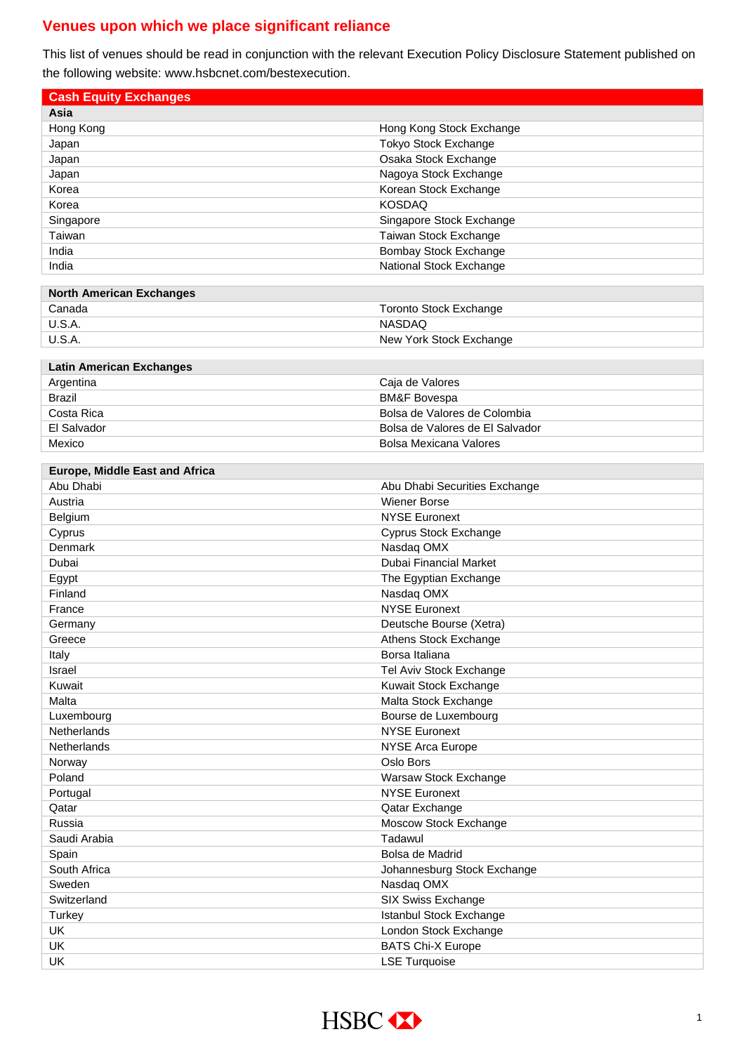# Venues upon which we place significant reliance

This list of venues should be read in conjunction with the relevant Execution Policy Disclosure Statement published on the following website: www.hsbcnet.com/bestexecution.

## Cash Equity Exchanges

| Asia | |
|---|---|
| Hong Kong | Hong Kong Stock Exchange |
| Japan | Tokyo Stock Exchange |
| Japan | Osaka Stock Exchange |
| Japan | Nagoya Stock Exchange |
| Korea | Korean Stock Exchange |
| Korea | KOSDAQ |
| Singapore | Singapore Stock Exchange |
| Taiwan | Taiwan Stock Exchange |
| India | Bombay Stock Exchange |
| India | National Stock Exchange |

| North American Exchanges | |
|---|---|
| Canada | Toronto Stock Exchange |
| U.S.A. | NASDAQ |
| U.S.A. | New York Stock Exchange |

| Latin American Exchanges | |
|---|---|
| Argentina | Caja de Valores |
| Brazil | BM&F Bovespa |
| Costa Rica | Bolsa de Valores de Colombia |
| El Salvador | Bolsa de Valores de El Salvador |
| Mexico | Bolsa Mexicana Valores |

| Europe, Middle East and Africa | |
|---|---|
| Abu Dhabi | Abu Dhabi Securities Exchange |
| Austria | Wiener Borse |
| Belgium | NYSE Euronext |
| Cyprus | Cyprus Stock Exchange |
| Denmark | Nasdaq OMX |
| Dubai | Dubai Financial Market |
| Egypt | The Egyptian Exchange |
| Finland | Nasdaq OMX |
| France | NYSE Euronext |
| Germany | Deutsche Bourse (Xetra) |
| Greece | Athens Stock Exchange |
| Italy | Borsa Italiana |
| Israel | Tel Aviv Stock Exchange |
| Kuwait | Kuwait Stock Exchange |
| Malta | Malta Stock Exchange |
| Luxembourg | Bourse de Luxembourg |
| Netherlands | NYSE Euronext |
| Netherlands | NYSE Arca Europe |
| Norway | Oslo Bors |
| Poland | Warsaw Stock Exchange |
| Portugal | NYSE Euronext |
| Qatar | Qatar Exchange |
| Russia | Moscow Stock Exchange |
| Saudi Arabia | Tadawul |
| Spain | Bolsa de Madrid |
| South Africa | Johannesburg Stock Exchange |
| Sweden | Nasdaq OMX |
| Switzerland | SIX Swiss Exchange |
| Turkey | Istanbul Stock Exchange |
| UK | London Stock Exchange |
| UK | BATS Chi-X Europe |
| UK | LSE Turquoise |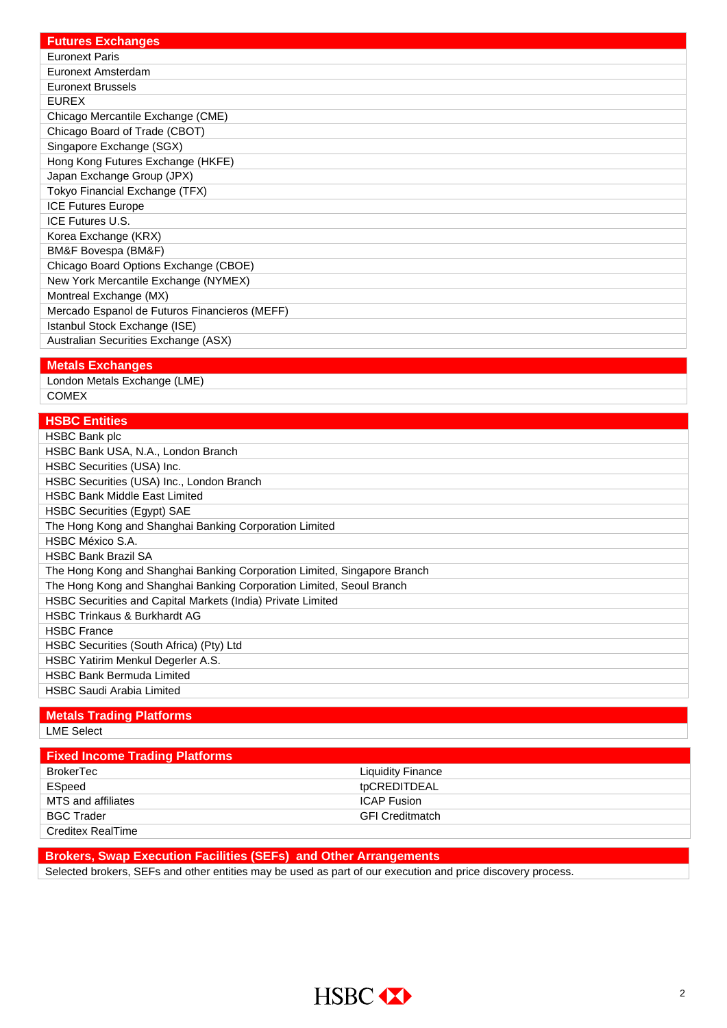| Futures Exchanges |
| --- |
| Euronext Paris |
| Euronext Amsterdam |
| Euronext Brussels |
| EUREX |
| Chicago Mercantile Exchange (CME) |
| Chicago Board of Trade (CBOT) |
| Singapore Exchange (SGX) |
| Hong Kong Futures Exchange (HKFE) |
| Japan Exchange Group (JPX) |
| Tokyo Financial Exchange (TFX) |
| ICE Futures Europe |
| ICE Futures U.S. |
| Korea Exchange (KRX) |
| BM&F Bovespa (BM&F) |
| Chicago Board Options Exchange (CBOE) |
| New York Mercantile Exchange (NYMEX) |
| Montreal Exchange (MX) |
| Mercado Espanol de Futuros Financieros (MEFF) |
| Istanbul Stock Exchange (ISE) |
| Australian Securities Exchange (ASX) |

| Metals Exchanges |
| --- |
| London Metals Exchange (LME) |
| COMEX |

| HSBC Entities |
| --- |
| HSBC Bank plc |
| HSBC Bank USA, N.A., London Branch |
| HSBC Securities (USA) Inc. |
| HSBC Securities (USA) Inc., London Branch |
| HSBC Bank Middle East Limited |
| HSBC Securities (Egypt) SAE |
| The Hong Kong and Shanghai Banking Corporation Limited |
| HSBC México S.A. |
| HSBC Bank Brazil SA |
| The Hong Kong and Shanghai Banking Corporation Limited, Singapore Branch |
| The Hong Kong and Shanghai Banking Corporation Limited, Seoul Branch |
| HSBC Securities and Capital Markets (India) Private Limited |
| HSBC Trinkaus & Burkhardt AG |
| HSBC France |
| HSBC Securities (South Africa) (Pty) Ltd |
| HSBC Yatirim Menkul Degerler A.S. |
| HSBC Bank Bermuda Limited |
| HSBC Saudi Arabia Limited |

| Metals Trading Platforms |
| --- |
| LME Select |

| Fixed Income Trading Platforms | |
| --- | --- |
| BrokerTec | Liquidity Finance |
| ESpeed | tpCREDITDEAL |
| MTS and affiliates | ICAP Fusion |
| BGC Trader | GFI Creditmatch |
| Creditex RealTime | |

| Brokers, Swap Execution Facilities (SEFs) and Other Arrangements |
| --- |
| Selected brokers, SEFs and other entities may be used as part of our execution and price discovery process. |

HSBC